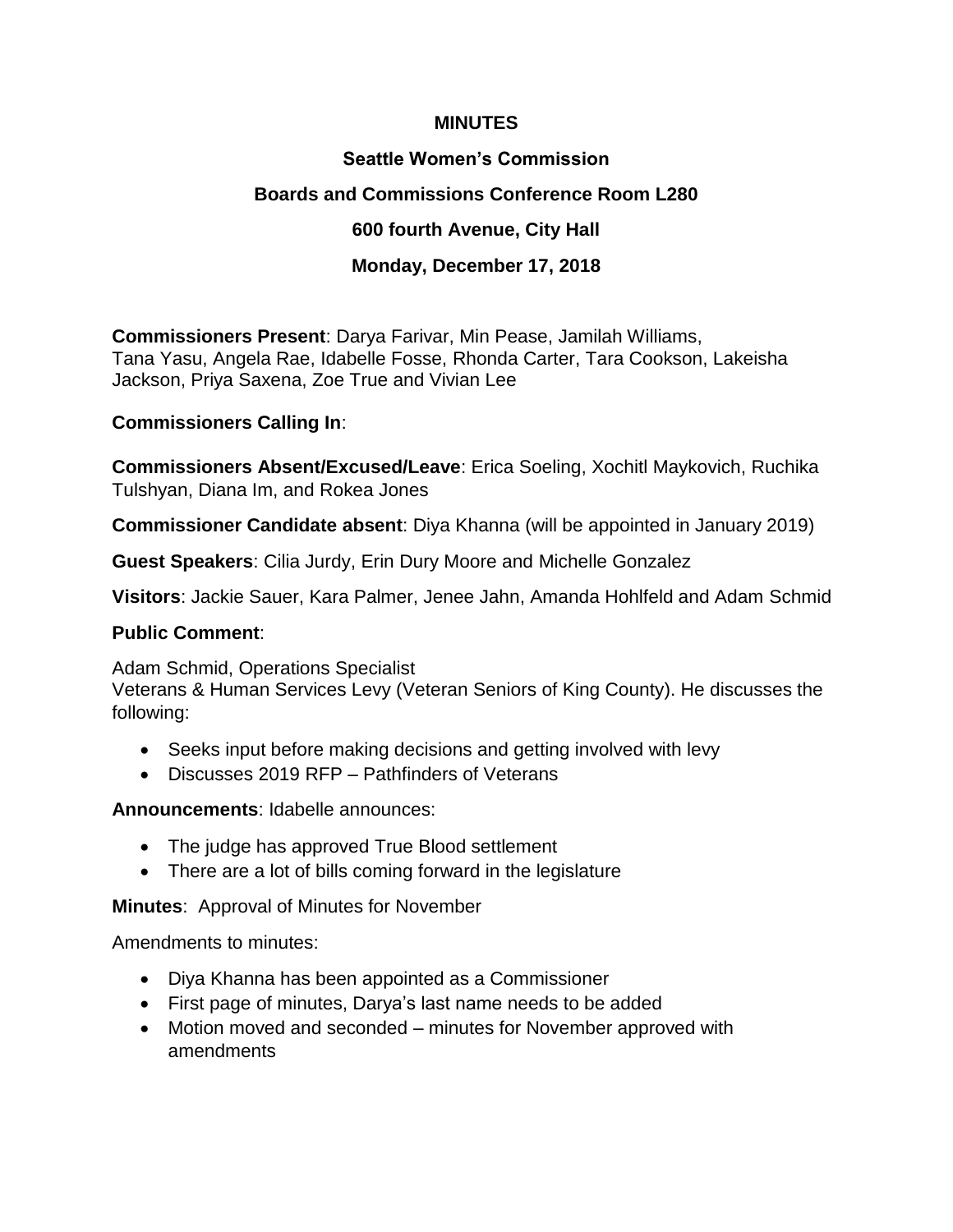**MINUTES**

**Seattle Women's Commission**

**Boards and Commissions Conference Room L280**

**600 fourth Avenue, City Hall**

**Monday, December 17, 2018**

**Commissioners Present**: Darya Farivar, Min Pease, Jamilah Williams, Tana Yasu, Angela Rae, Idabelle Fosse, Rhonda Carter, Tara Cookson, Lakeisha Jackson, Priya Saxena, Zoe True and Vivian Lee

**Commissioners Calling In**:

**Commissioners Absent/Excused/Leave**: Erica Soeling, Xochitl Maykovich, Ruchika Tulshyan, Diana Im, and Rokea Jones

**Commissioner Candidate absent**: Diya Khanna (will be appointed in January 2019)

**Guest Speakers**: Cilia Jurdy, Erin Dury Moore and Michelle Gonzalez

**Visitors**: Jackie Sauer, Kara Palmer, Jenee Jahn, Amanda Hohlfeld and Adam Schmid

**Public Comment**:

Adam Schmid, Operations Specialist
Veterans & Human Services Levy (Veteran Seniors of King County). He discusses the following:

- Seeks input before making decisions and getting involved with levy
- Discusses 2019 RFP – Pathfinders of Veterans

**Announcements**: Idabelle announces:

- The judge has approved True Blood settlement
- There are a lot of bills coming forward in the legislature

**Minutes**: Approval of Minutes for November

Amendments to minutes:

- Diya Khanna has been appointed as a Commissioner
- First page of minutes, Darya's last name needs to be added
- Motion moved and seconded – minutes for November approved with amendments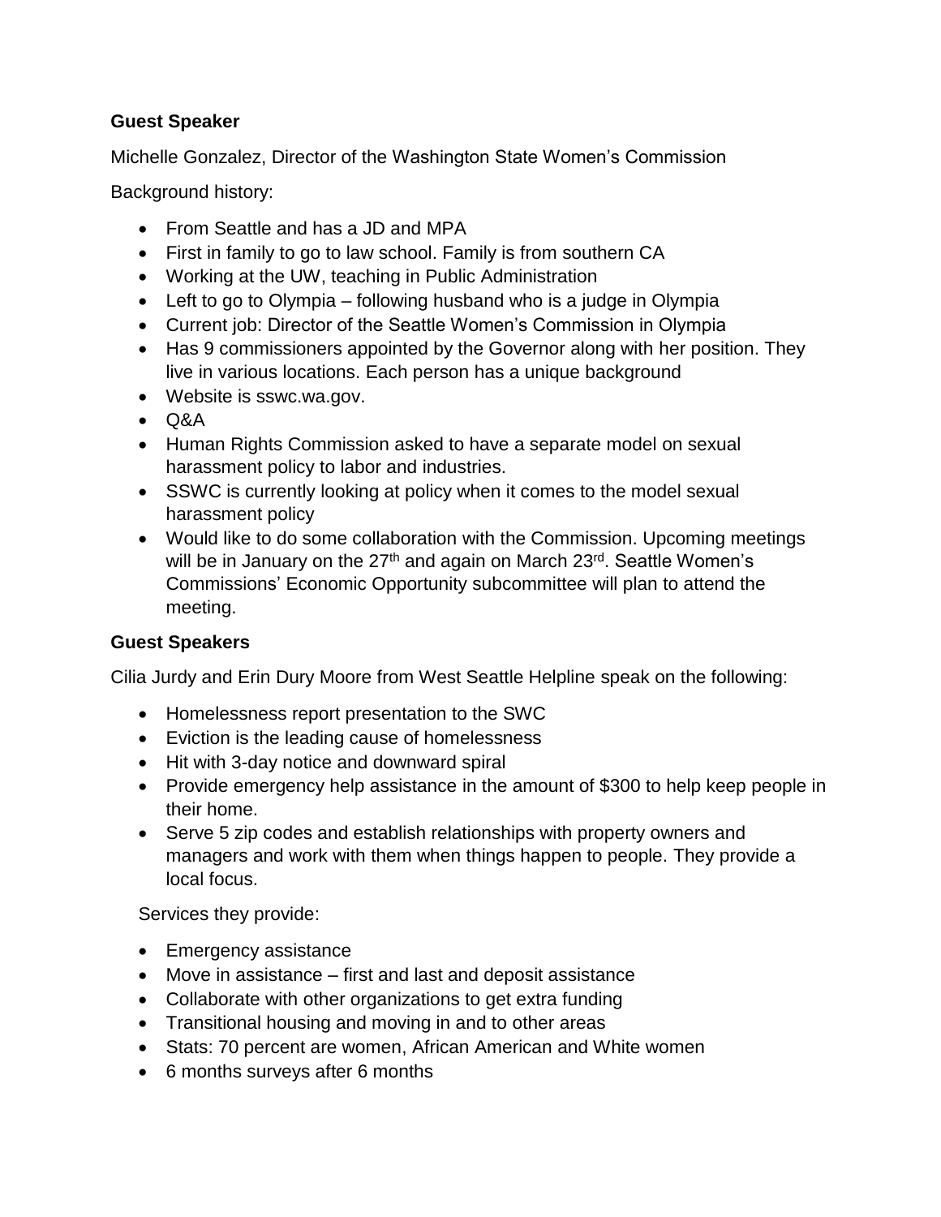**Guest Speaker**

Michelle Gonzalez, Director of the Washington State Women's Commission

Background history:

- From Seattle and has a JD and MPA
- First in family to go to law school. Family is from southern CA
- Working at the UW, teaching in Public Administration
- Left to go to Olympia – following husband who is a judge in Olympia
- Current job: Director of the Seattle Women's Commission in Olympia
- Has 9 commissioners appointed by the Governor along with her position. They live in various locations. Each person has a unique background
- Website is sswc.wa.gov.
- Q&A
- Human Rights Commission asked to have a separate model on sexual harassment policy to labor and industries.
- SSWC is currently looking at policy when it comes to the model sexual harassment policy
- Would like to do some collaboration with the Commission. Upcoming meetings will be in January on the 27th and again on March 23rd. Seattle Women's Commissions' Economic Opportunity subcommittee will plan to attend the meeting.

**Guest Speakers**

Cilia Jurdy and Erin Dury Moore from West Seattle Helpline speak on the following:

- Homelessness report presentation to the SWC
- Eviction is the leading cause of homelessness
- Hit with 3-day notice and downward spiral
- Provide emergency help assistance in the amount of $300 to help keep people in their home.
- Serve 5 zip codes and establish relationships with property owners and managers and work with them when things happen to people. They provide a local focus.

Services they provide:

- Emergency assistance
- Move in assistance – first and last and deposit assistance
- Collaborate with other organizations to get extra funding
- Transitional housing and moving in and to other areas
- Stats: 70 percent are women, African American and White women
- 6 months surveys after 6 months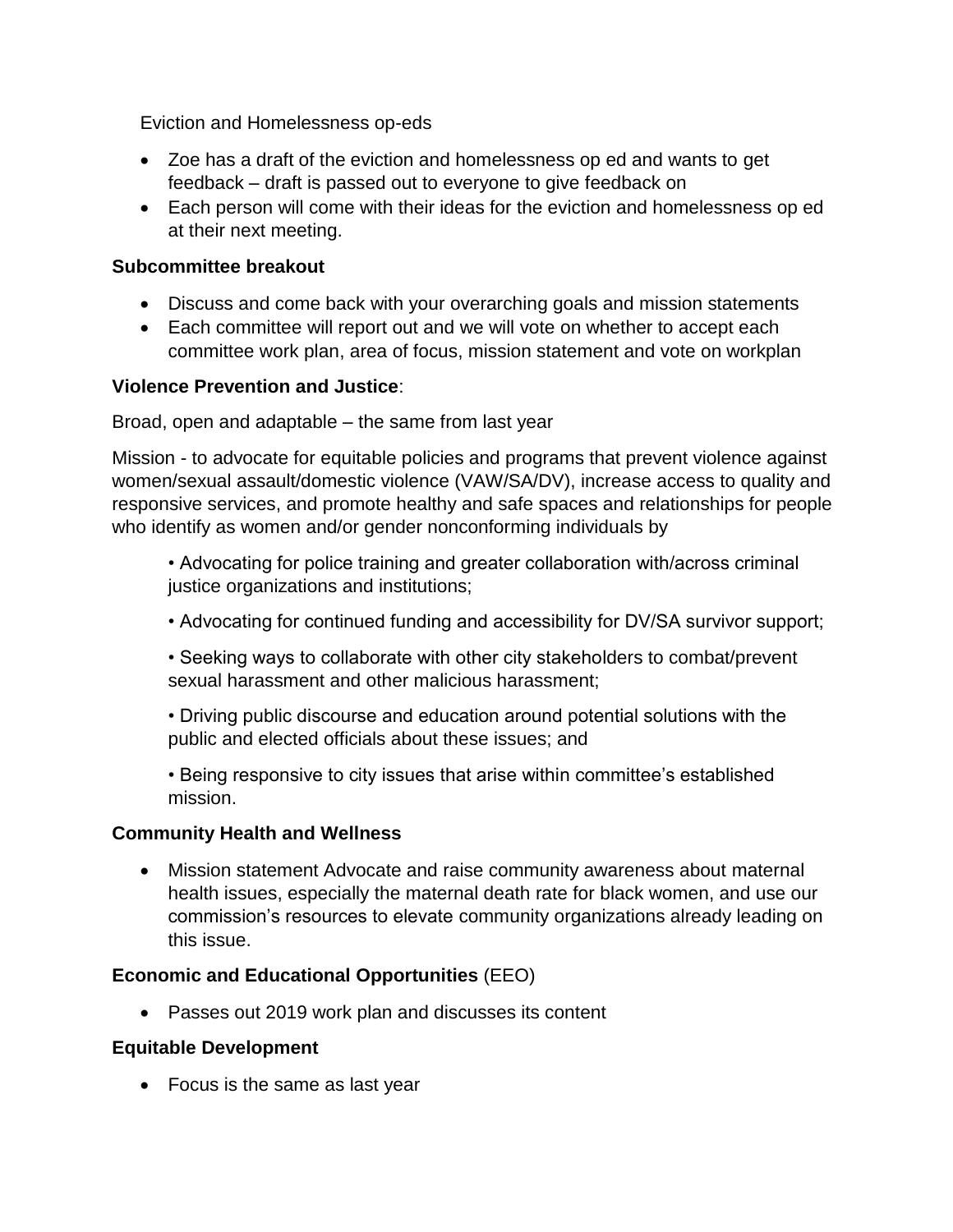Eviction and Homelessness op-eds

- Zoe has a draft of the eviction and homelessness op ed and wants to get feedback – draft is passed out to everyone to give feedback on
- Each person will come with their ideas for the eviction and homelessness op ed at their next meeting.

**Subcommittee breakout**

- Discuss and come back with your overarching goals and mission statements
- Each committee will report out and we will vote on whether to accept each committee work plan, area of focus, mission statement and vote on workplan

**Violence Prevention and Justice**:

Broad, open and adaptable – the same from last year

Mission - to advocate for equitable policies and programs that prevent violence against women/sexual assault/domestic violence (VAW/SA/DV), increase access to quality and responsive services, and promote healthy and safe spaces and relationships for people who identify as women and/or gender nonconforming individuals by

• Advocating for police training and greater collaboration with/across criminal justice organizations and institutions;

• Advocating for continued funding and accessibility for DV/SA survivor support;

• Seeking ways to collaborate with other city stakeholders to combat/prevent sexual harassment and other malicious harassment;

• Driving public discourse and education around potential solutions with the public and elected officials about these issues; and

• Being responsive to city issues that arise within committee's established mission.

**Community Health and Wellness**

- Mission statement Advocate and raise community awareness about maternal health issues, especially the maternal death rate for black women, and use our commission's resources to elevate community organizations already leading on this issue.

**Economic and Educational Opportunities** (EEO)

- Passes out 2019 work plan and discusses its content

**Equitable Development**

- Focus is the same as last year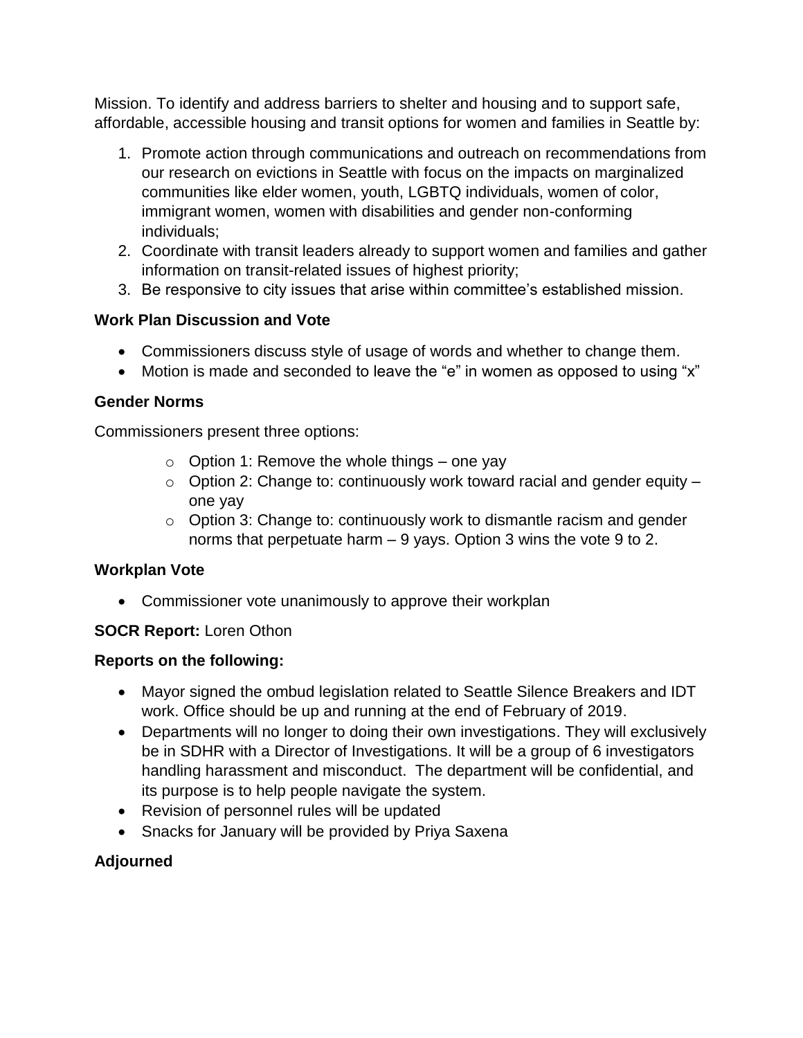Mission. To identify and address barriers to shelter and housing and to support safe, affordable, accessible housing and transit options for women and families in Seattle by:

1. Promote action through communications and outreach on recommendations from our research on evictions in Seattle with focus on the impacts on marginalized communities like elder women, youth, LGBTQ individuals, women of color, immigrant women, women with disabilities and gender non-conforming individuals;
2. Coordinate with transit leaders already to support women and families and gather information on transit-related issues of highest priority;
3. Be responsive to city issues that arise within committee's established mission.

**Work Plan Discussion and Vote**

- Commissioners discuss style of usage of words and whether to change them.
- Motion is made and seconded to leave the "e" in women as opposed to using "x"

**Gender Norms**

Commissioners present three options:

- Option 1: Remove the whole things – one yay
- Option 2: Change to: continuously work toward racial and gender equity – one yay
- Option 3: Change to: continuously work to dismantle racism and gender norms that perpetuate harm – 9 yays. Option 3 wins the vote 9 to 2.

**Workplan Vote**

- Commissioner vote unanimously to approve their workplan

**SOCR Report:** Loren Othon

**Reports on the following:**

- Mayor signed the ombud legislation related to Seattle Silence Breakers and IDT work. Office should be up and running at the end of February of 2019.
- Departments will no longer to doing their own investigations. They will exclusively be in SDHR with a Director of Investigations. It will be a group of 6 investigators handling harassment and misconduct. The department will be confidential, and its purpose is to help people navigate the system.
- Revision of personnel rules will be updated
- Snacks for January will be provided by Priya Saxena

**Adjourned**